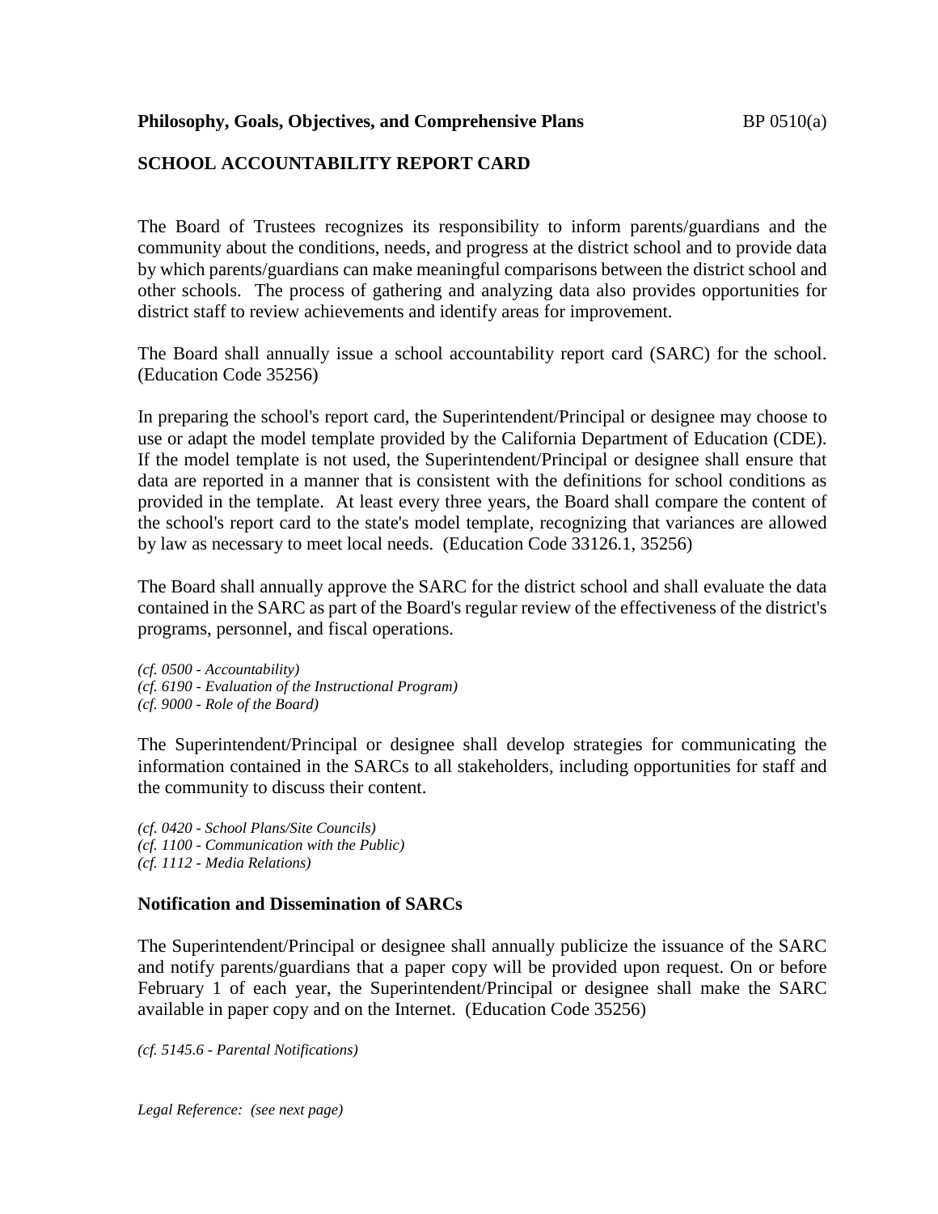**Philosophy, Goals, Objectives, and Comprehensive Plans** BP 0510(a)

## SCHOOL ACCOUNTABILITY REPORT CARD

The Board of Trustees recognizes its responsibility to inform parents/guardians and the community about the conditions, needs, and progress at the district school and to provide data by which parents/guardians can make meaningful comparisons between the district school and other schools. The process of gathering and analyzing data also provides opportunities for district staff to review achievements and identify areas for improvement.

The Board shall annually issue a school accountability report card (SARC) for the school. (Education Code 35256)

In preparing the school's report card, the Superintendent/Principal or designee may choose to use or adapt the model template provided by the California Department of Education (CDE). If the model template is not used, the Superintendent/Principal or designee shall ensure that data are reported in a manner that is consistent with the definitions for school conditions as provided in the template. At least every three years, the Board shall compare the content of the school's report card to the state's model template, recognizing that variances are allowed by law as necessary to meet local needs. (Education Code 33126.1, 35256)

The Board shall annually approve the SARC for the district school and shall evaluate the data contained in the SARC as part of the Board's regular review of the effectiveness of the district's programs, personnel, and fiscal operations.

*(cf. 0500 - Accountability)*
*(cf. 6190 - Evaluation of the Instructional Program)*
*(cf. 9000 - Role of the Board)*

The Superintendent/Principal or designee shall develop strategies for communicating the information contained in the SARCs to all stakeholders, including opportunities for staff and the community to discuss their content.

*(cf. 0420 - School Plans/Site Councils)*
*(cf. 1100 - Communication with the Public)*
*(cf. 1112 - Media Relations)*

### Notification and Dissemination of SARCs

The Superintendent/Principal or designee shall annually publicize the issuance of the SARC and notify parents/guardians that a paper copy will be provided upon request. On or before February 1 of each year, the Superintendent/Principal or designee shall make the SARC available in paper copy and on the Internet. (Education Code 35256)

*(cf. 5145.6 - Parental Notifications)*

*Legal Reference: (see next page)*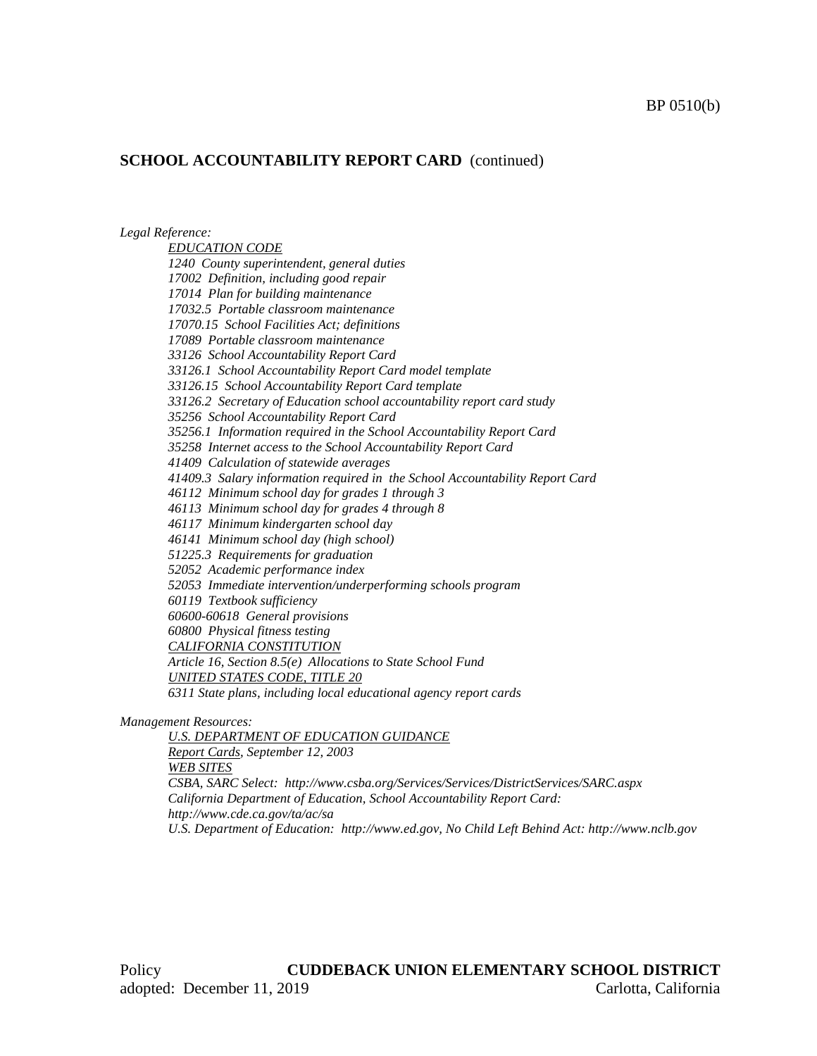**SCHOOL ACCOUNTABILITY REPORT CARD** (continued)

*Legal Reference:*

*EDUCATION CODE*
*1240 County superintendent, general duties*
*17002 Definition, including good repair*
*17014 Plan for building maintenance*
*17032.5 Portable classroom maintenance*
*17070.15 School Facilities Act; definitions*
*17089 Portable classroom maintenance*
*33126 School Accountability Report Card*
*33126.1 School Accountability Report Card model template*
*33126.15 School Accountability Report Card template*
*33126.2 Secretary of Education school accountability report card study*
*35256 School Accountability Report Card*
*35256.1 Information required in the School Accountability Report Card*
*35258 Internet access to the School Accountability Report Card*
*41409 Calculation of statewide averages*
*41409.3 Salary information required in the School Accountability Report Card*
*46112 Minimum school day for grades 1 through 3*
*46113 Minimum school day for grades 4 through 8*
*46117 Minimum kindergarten school day*
*46141 Minimum school day (high school)*
*51225.3 Requirements for graduation*
*52052 Academic performance index*
*52053 Immediate intervention/underperforming schools program*
*60119 Textbook sufficiency*
*60600-60618 General provisions*
*60800 Physical fitness testing*
*CALIFORNIA CONSTITUTION*
*Article 16, Section 8.5(e) Allocations to State School Fund*
*UNITED STATES CODE, TITLE 20*
*6311 State plans, including local educational agency report cards*

*Management Resources:*

*U.S. DEPARTMENT OF EDUCATION GUIDANCE*
*Report Cards, September 12, 2003*
*WEB SITES*
*CSBA, SARC Select: http://www.csba.org/Services/Services/DistrictServices/SARC.aspx*
*California Department of Education, School Accountability Report Card: http://www.cde.ca.gov/ta/ac/sa*
*U.S. Department of Education: http://www.ed.gov, No Child Left Behind Act: http://www.nclb.gov*

Policy adopted: December 11, 2019

**CUDDEBACK UNION ELEMENTARY SCHOOL DISTRICT**
Carlotta, California